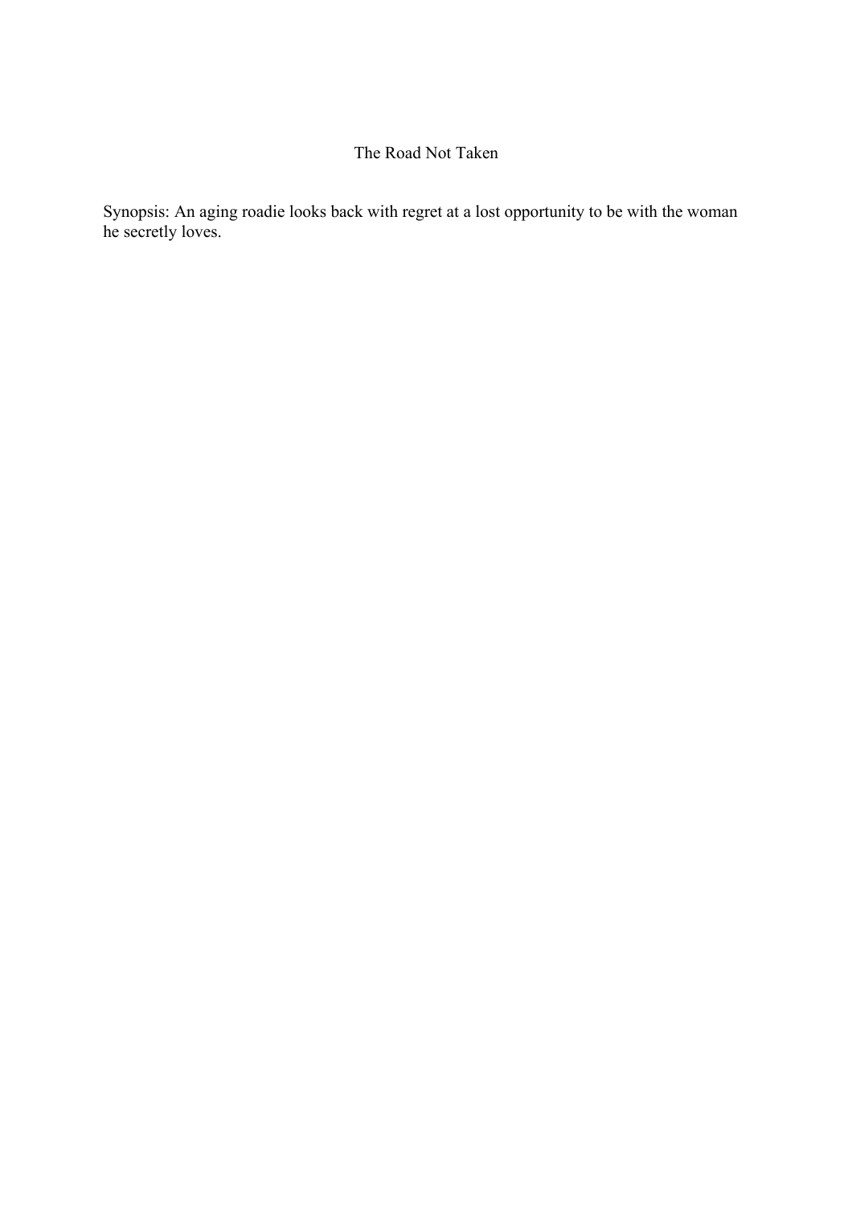# The Road Not Taken

Synopsis: An aging roadie looks back with regret at a lost opportunity to be with the woman he secretly loves.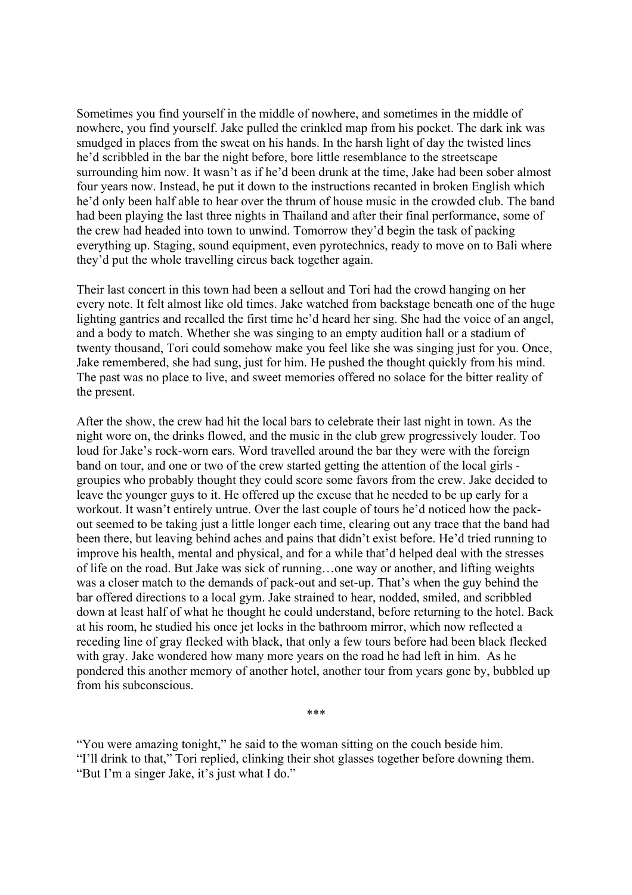Sometimes you find yourself in the middle of nowhere, and sometimes in the middle of nowhere, you find yourself. Jake pulled the crinkled map from his pocket. The dark ink was smudged in places from the sweat on his hands. In the harsh light of day the twisted lines he'd scribbled in the bar the night before, bore little resemblance to the streetscape surrounding him now. It wasn't as if he'd been drunk at the time, Jake had been sober almost four years now. Instead, he put it down to the instructions recanted in broken English which he'd only been half able to hear over the thrum of house music in the crowded club. The band had been playing the last three nights in Thailand and after their final performance, some of the crew had headed into town to unwind. Tomorrow they'd begin the task of packing everything up. Staging, sound equipment, even pyrotechnics, ready to move on to Bali where they'd put the whole travelling circus back together again.

Their last concert in this town had been a sellout and Tori had the crowd hanging on her every note. It felt almost like old times. Jake watched from backstage beneath one of the huge lighting gantries and recalled the first time he'd heard her sing. She had the voice of an angel, and a body to match. Whether she was singing to an empty audition hall or a stadium of twenty thousand, Tori could somehow make you feel like she was singing just for you. Once, Jake remembered, she had sung, just for him. He pushed the thought quickly from his mind. The past was no place to live, and sweet memories offered no solace for the bitter reality of the present.

After the show, the crew had hit the local bars to celebrate their last night in town. As the night wore on, the drinks flowed, and the music in the club grew progressively louder. Too loud for Jake's rock-worn ears. Word travelled around the bar they were with the foreign band on tour, and one or two of the crew started getting the attention of the local girls - groupies who probably thought they could score some favors from the crew. Jake decided to leave the younger guys to it. He offered up the excuse that he needed to be up early for a workout. It wasn't entirely untrue. Over the last couple of tours he'd noticed how the pack-out seemed to be taking just a little longer each time, clearing out any trace that the band had been there, but leaving behind aches and pains that didn't exist before. He'd tried running to improve his health, mental and physical, and for a while that'd helped deal with the stresses of life on the road. But Jake was sick of running…one way or another, and lifting weights was a closer match to the demands of pack-out and set-up. That's when the guy behind the bar offered directions to a local gym. Jake strained to hear, nodded, smiled, and scribbled down at least half of what he thought he could understand, before returning to the hotel. Back at his room, he studied his once jet locks in the bathroom mirror, which now reflected a receding line of gray flecked with black, that only a few tours before had been black flecked with gray. Jake wondered how many more years on the road he had left in him. As he pondered this another memory of another hotel, another tour from years gone by, bubbled up from his subconscious.

\*\*\*

"You were amazing tonight," he said to the woman sitting on the couch beside him.
"I'll drink to that," Tori replied, clinking their shot glasses together before downing them. "But I'm a singer Jake, it's just what I do."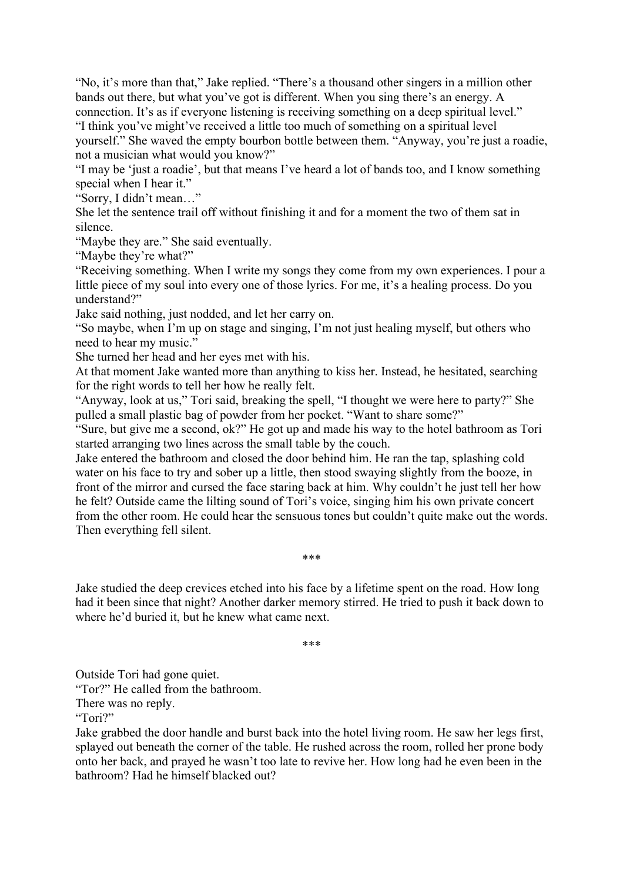"No, it's more than that," Jake replied. "There's a thousand other singers in a million other bands out there, but what you've got is different. When you sing there's an energy. A connection. It's as if everyone listening is receiving something on a deep spiritual level."

"I think you've might've received a little too much of something on a spiritual level yourself." She waved the empty bourbon bottle between them. "Anyway, you're just a roadie, not a musician what would you know?"

"I may be 'just a roadie', but that means I've heard a lot of bands too, and I know something special when I hear it."

"Sorry, I didn't mean…"

She let the sentence trail off without finishing it and for a moment the two of them sat in silence.

"Maybe they are." She said eventually.

"Maybe they're what?"

"Receiving something. When I write my songs they come from my own experiences. I pour a little piece of my soul into every one of those lyrics. For me, it's a healing process. Do you understand?"

Jake said nothing, just nodded, and let her carry on.

"So maybe, when I'm up on stage and singing, I'm not just healing myself, but others who need to hear my music."

She turned her head and her eyes met with his.

At that moment Jake wanted more than anything to kiss her. Instead, he hesitated, searching for the right words to tell her how he really felt.

"Anyway, look at us," Tori said, breaking the spell, "I thought we were here to party?" She pulled a small plastic bag of powder from her pocket. "Want to share some?"

"Sure, but give me a second, ok?" He got up and made his way to the hotel bathroom as Tori started arranging two lines across the small table by the couch.

Jake entered the bathroom and closed the door behind him. He ran the tap, splashing cold water on his face to try and sober up a little, then stood swaying slightly from the booze, in front of the mirror and cursed the face staring back at him. Why couldn't he just tell her how he felt? Outside came the lilting sound of Tori's voice, singing him his own private concert from the other room. He could hear the sensuous tones but couldn't quite make out the words. Then everything fell silent.

***

Jake studied the deep crevices etched into his face by a lifetime spent on the road. How long had it been since that night? Another darker memory stirred. He tried to push it back down to where he'd buried it, but he knew what came next.

***

Outside Tori had gone quiet.

"Tor?" He called from the bathroom.

There was no reply.

"Tori?"

Jake grabbed the door handle and burst back into the hotel living room. He saw her legs first, splayed out beneath the corner of the table. He rushed across the room, rolled her prone body onto her back, and prayed he wasn't too late to revive her. How long had he even been in the bathroom? Had he himself blacked out?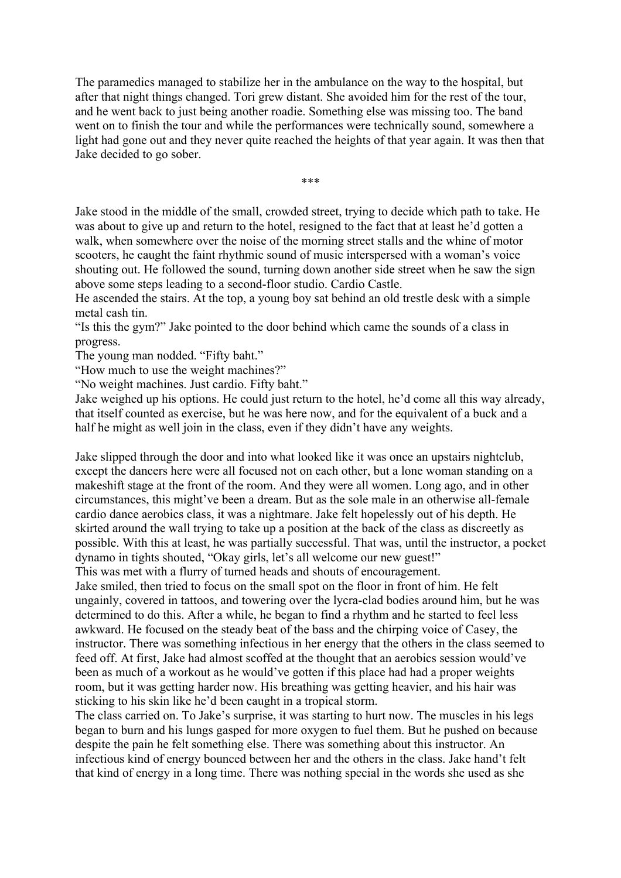The paramedics managed to stabilize her in the ambulance on the way to the hospital, but after that night things changed. Tori grew distant. She avoided him for the rest of the tour, and he went back to just being another roadie. Something else was missing too. The band went on to finish the tour and while the performances were technically sound, somewhere a light had gone out and they never quite reached the heights of that year again. It was then that Jake decided to go sober.

***

Jake stood in the middle of the small, crowded street, trying to decide which path to take. He was about to give up and return to the hotel, resigned to the fact that at least he'd gotten a walk, when somewhere over the noise of the morning street stalls and the whine of motor scooters, he caught the faint rhythmic sound of music interspersed with a woman's voice shouting out. He followed the sound, turning down another side street when he saw the sign above some steps leading to a second-floor studio. Cardio Castle.

He ascended the stairs. At the top, a young boy sat behind an old trestle desk with a simple metal cash tin.

"Is this the gym?" Jake pointed to the door behind which came the sounds of a class in progress.

The young man nodded. "Fifty baht."

"How much to use the weight machines?"

"No weight machines. Just cardio. Fifty baht."

Jake weighed up his options. He could just return to the hotel, he'd come all this way already, that itself counted as exercise, but he was here now, and for the equivalent of a buck and a half he might as well join in the class, even if they didn't have any weights.

Jake slipped through the door and into what looked like it was once an upstairs nightclub, except the dancers here were all focused not on each other, but a lone woman standing on a makeshift stage at the front of the room. And they were all women. Long ago, and in other circumstances, this might've been a dream. But as the sole male in an otherwise all-female cardio dance aerobics class, it was a nightmare. Jake felt hopelessly out of his depth. He skirted around the wall trying to take up a position at the back of the class as discreetly as possible. With this at least, he was partially successful. That was, until the instructor, a pocket dynamo in tights shouted, "Okay girls, let's all welcome our new guest!"

This was met with a flurry of turned heads and shouts of encouragement.

Jake smiled, then tried to focus on the small spot on the floor in front of him. He felt ungainly, covered in tattoos, and towering over the lycra-clad bodies around him, but he was determined to do this. After a while, he began to find a rhythm and he started to feel less awkward. He focused on the steady beat of the bass and the chirping voice of Casey, the instructor. There was something infectious in her energy that the others in the class seemed to feed off. At first, Jake had almost scoffed at the thought that an aerobics session would've been as much of a workout as he would've gotten if this place had had a proper weights room, but it was getting harder now. His breathing was getting heavier, and his hair was sticking to his skin like he'd been caught in a tropical storm.

The class carried on. To Jake's surprise, it was starting to hurt now. The muscles in his legs began to burn and his lungs gasped for more oxygen to fuel them. But he pushed on because despite the pain he felt something else. There was something about this instructor. An infectious kind of energy bounced between her and the others in the class. Jake hand't felt that kind of energy in a long time. There was nothing special in the words she used as she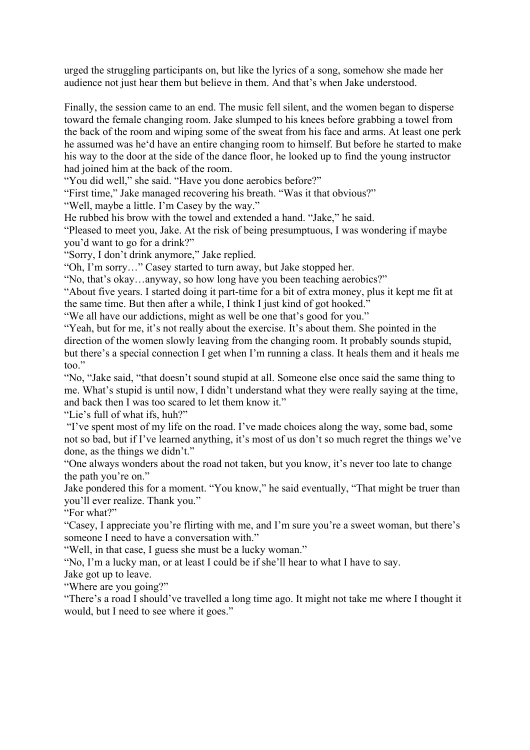urged the struggling participants on, but like the lyrics of a song, somehow she made her audience not just hear them but believe in them. And that's when Jake understood.

Finally, the session came to an end. The music fell silent, and the women began to disperse toward the female changing room. Jake slumped to his knees before grabbing a towel from the back of the room and wiping some of the sweat from his face and arms. At least one perk he assumed was he'd have an entire changing room to himself. But before he started to make his way to the door at the side of the dance floor, he looked up to find the young instructor had joined him at the back of the room.

"You did well," she said. "Have you done aerobics before?"

"First time," Jake managed recovering his breath. "Was it that obvious?"

"Well, maybe a little. I'm Casey by the way."

He rubbed his brow with the towel and extended a hand. "Jake," he said.

"Pleased to meet you, Jake. At the risk of being presumptuous, I was wondering if maybe you'd want to go for a drink?"

"Sorry, I don't drink anymore," Jake replied.

"Oh, I'm sorry…" Casey started to turn away, but Jake stopped her.

"No, that's okay…anyway, so how long have you been teaching aerobics?"

"About five years. I started doing it part-time for a bit of extra money, plus it kept me fit at the same time. But then after a while, I think I just kind of got hooked."

"We all have our addictions, might as well be one that's good for you."

"Yeah, but for me, it's not really about the exercise. It's about them. She pointed in the direction of the women slowly leaving from the changing room. It probably sounds stupid, but there's a special connection I get when I'm running a class. It heals them and it heals me too."

"No, "Jake said, "that doesn't sound stupid at all. Someone else once said the same thing to me. What's stupid is until now, I didn't understand what they were really saying at the time, and back then I was too scared to let them know it."

"Lie's full of what ifs, huh?"

"I've spent most of my life on the road. I've made choices along the way, some bad, some not so bad, but if I've learned anything, it's most of us don't so much regret the things we've done, as the things we didn't."

"One always wonders about the road not taken, but you know, it's never too late to change the path you're on."

Jake pondered this for a moment. "You know," he said eventually, "That might be truer than you'll ever realize. Thank you."

"For what?"

"Casey, I appreciate you're flirting with me, and I'm sure you're a sweet woman, but there's someone I need to have a conversation with."

"Well, in that case, I guess she must be a lucky woman."

"No, I'm a lucky man, or at least I could be if she'll hear to what I have to say.

Jake got up to leave.

"Where are you going?"

"There's a road I should've travelled a long time ago. It might not take me where I thought it would, but I need to see where it goes."